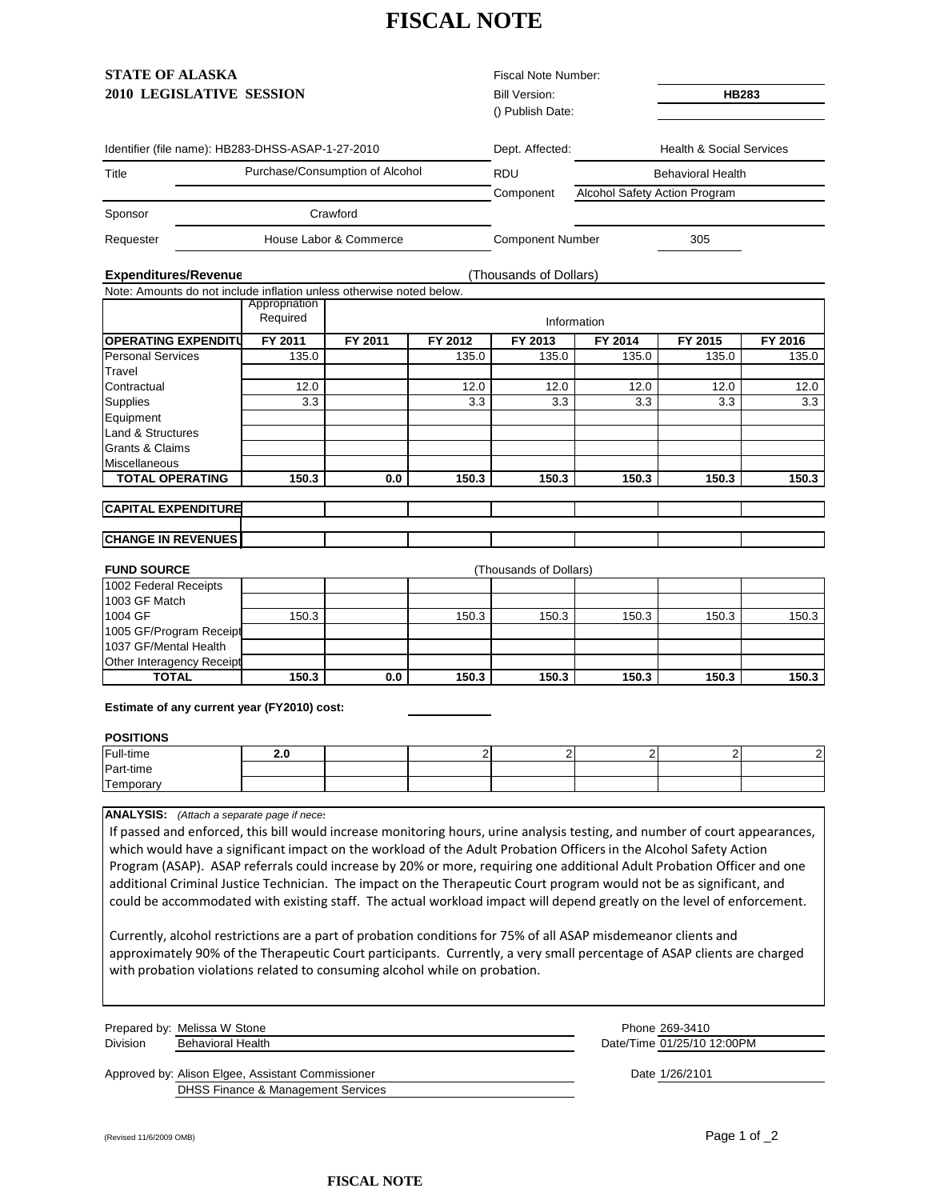# FISCAL NOTE

**STATE OF ALASKA**
**2010 LEGISLATIVE SESSION**

Fiscal Note Number:
Bill Version: **HB283**
() Publish Date:

Identifier (file name): HB283-DHSS-ASAP-1-27-2010

| | | | |
|---|---|---|---|
| Title | Purchase/Consumption of Alcohol | Dept. Affected: | Health & Social Services |
| | | RDU | Behavioral Health |
| | | Component | Alcohol Safety Action Program |
| Sponsor | Crawford | | |
| Requester | House Labor & Commerce | Component Number | 305 |

**Expenditures/Revenue** (Thousands of Dollars)

Note: Amounts do not include inflation unless otherwise noted below.

| | Appropriation Required | Information | | | | | |
|---|---|---|---|---|---|---|---|
| **OPERATING EXPENDITURES** | **FY 2011** | **FY 2011** | **FY 2012** | **FY 2013** | **FY 2014** | **FY 2015** | **FY 2016** |
| Personal Services | 135.0 | | 135.0 | 135.0 | 135.0 | 135.0 | 135.0 |
| Travel | | | | | | | |
| Contractual | 12.0 | | 12.0 | 12.0 | 12.0 | 12.0 | 12.0 |
| Supplies | 3.3 | | 3.3 | 3.3 | 3.3 | 3.3 | 3.3 |
| Equipment | | | | | | | |
| Land & Structures | | | | | | | |
| Grants & Claims | | | | | | | |
| Miscellaneous | | | | | | | |
| **TOTAL OPERATING** | **150.3** | **0.0** | **150.3** | **150.3** | **150.3** | **150.3** | **150.3** |
| **CAPITAL EXPENDITURES** | | | | | | | |
| **CHANGE IN REVENUES** | | | | | | | |

**FUND SOURCE** (Thousands of Dollars)

| | | | | | | | |
|---|---|---|---|---|---|---|---|
| 1002 Federal Receipts | | | | | | | |
| 1003 GF Match | | | | | | | |
| 1004 GF | 150.3 | | 150.3 | 150.3 | 150.3 | 150.3 | 150.3 |
| 1005 GF/Program Receipts | | | | | | | |
| 1037 GF/Mental Health | | | | | | | |
| Other Interagency Receipts | | | | | | | |
| **TOTAL** | **150.3** | **0.0** | **150.3** | **150.3** | **150.3** | **150.3** | **150.3** |

**Estimate of any current year (FY2010) cost:**

**POSITIONS**

| | | | | | | | |
|---|---|---|---|---|---|---|---|
| Full-time | **2.0** | | 2 | 2 | 2 | 2 | 2 |
| Part-time | | | | | | | |
| Temporary | | | | | | | |

**ANALYSIS:** *(Attach a separate page if necessary)*

If passed and enforced, this bill would increase monitoring hours, urine analysis testing, and number of court appearances, which would have a significant impact on the workload of the Adult Probation Officers in the Alcohol Safety Action Program (ASAP). ASAP referrals could increase by 20% or more, requiring one additional Adult Probation Officer and one additional Criminal Justice Technician. The impact on the Therapeutic Court program would not be as significant, and could be accommodated with existing staff. The actual workload impact will depend greatly on the level of enforcement.

Currently, alcohol restrictions are a part of probation conditions for 75% of all ASAP misdemeanor clients and approximately 90% of the Therapeutic Court participants. Currently, a very small percentage of ASAP clients are charged with probation violations related to consuming alcohol while on probation.

Prepared by: Melissa W Stone — Phone 269-3410
Division: Behavioral Health — Date/Time 01/25/10 12:00PM

Approved by: Alison Elgee, Assistant Commissioner — Date 1/26/2101
DHSS Finance & Management Services

(Revised 11/6/2009 OMB)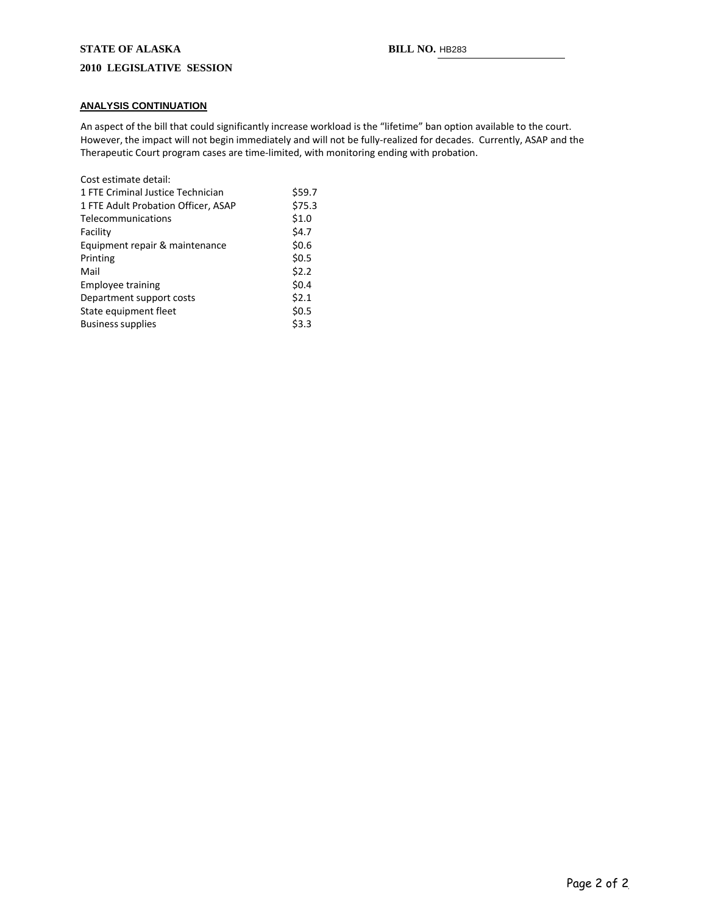**STATE OF ALASKA** **BILL NO.** HB283

**2010 LEGISLATIVE SESSION**

**ANALYSIS CONTINUATION**

An aspect of the bill that could significantly increase workload is the "lifetime" ban option available to the court. However, the impact will not begin immediately and will not be fully-realized for decades. Currently, ASAP and the Therapeutic Court program cases are time-limited, with monitoring ending with probation.

Cost estimate detail:

| | |
|---|---|
| 1 FTE Criminal Justice Technician | $59.7 |
| 1 FTE Adult Probation Officer, ASAP | $75.3 |
| Telecommunications | $1.0 |
| Facility | $4.7 |
| Equipment repair & maintenance | $0.6 |
| Printing | $0.5 |
| Mail | $2.2 |
| Employee training | $0.4 |
| Department support costs | $2.1 |
| State equipment fleet | $0.5 |
| Business supplies | $3.3 |